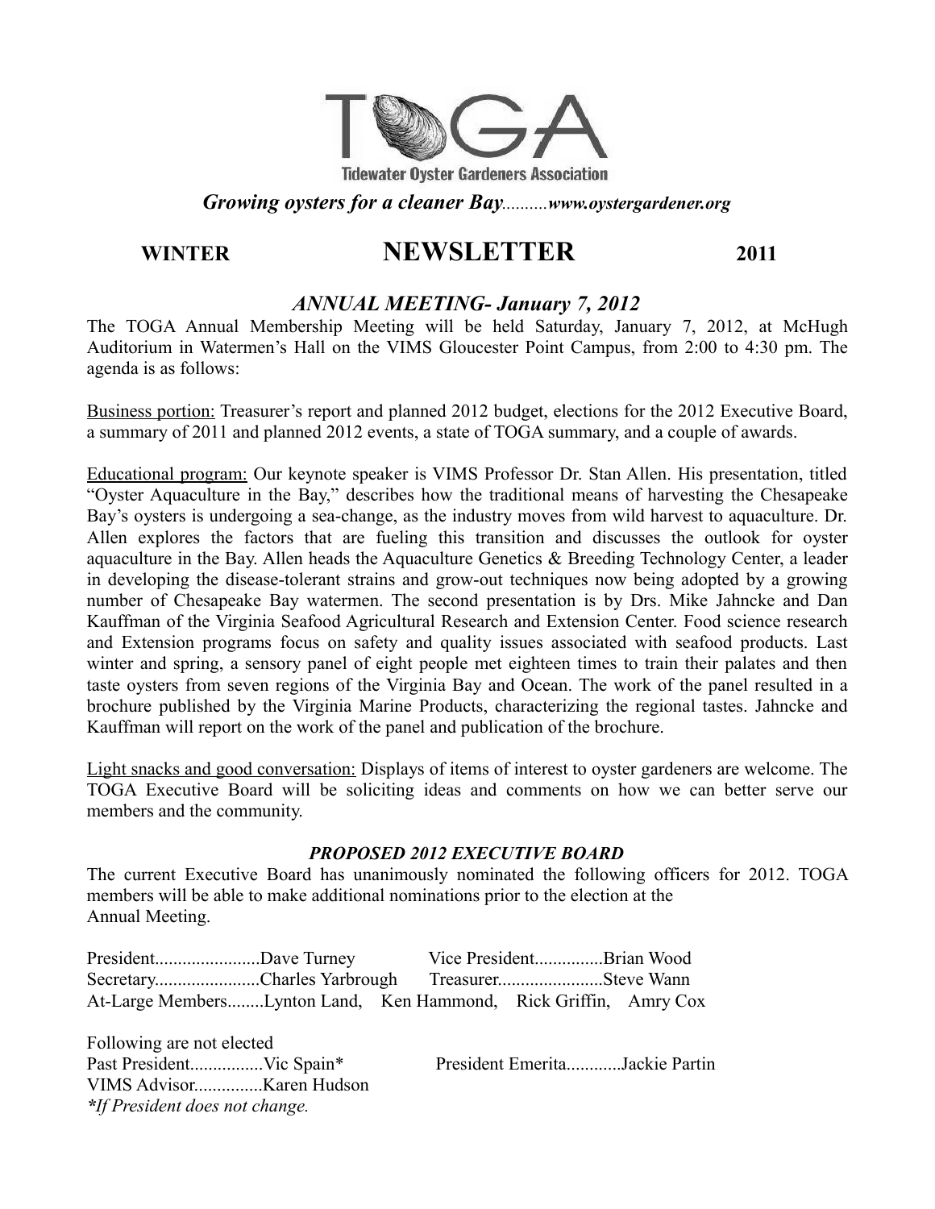TOGA

Tidewater Oyster Gardeners Association

***Growing oysters for a cleaner Bay**..........**www.oystergardener.org***

# WINTER NEWSLETTER 2011

## *ANNUAL MEETING- January 7, 2012*

The TOGA Annual Membership Meeting will be held Saturday, January 7, 2012, at McHugh Auditorium in Watermen's Hall on the VIMS Gloucester Point Campus, from 2:00 to 4:30 pm. The agenda is as follows:

Business portion: Treasurer's report and planned 2012 budget, elections for the 2012 Executive Board, a summary of 2011 and planned 2012 events, a state of TOGA summary, and a couple of awards.

Educational program: Our keynote speaker is VIMS Professor Dr. Stan Allen. His presentation, titled "Oyster Aquaculture in the Bay," describes how the traditional means of harvesting the Chesapeake Bay's oysters is undergoing a sea-change, as the industry moves from wild harvest to aquaculture. Dr. Allen explores the factors that are fueling this transition and discusses the outlook for oyster aquaculture in the Bay. Allen heads the Aquaculture Genetics & Breeding Technology Center, a leader in developing the disease-tolerant strains and grow-out techniques now being adopted by a growing number of Chesapeake Bay watermen. The second presentation is by Drs. Mike Jahncke and Dan Kauffman of the Virginia Seafood Agricultural Research and Extension Center. Food science research and Extension programs focus on safety and quality issues associated with seafood products. Last winter and spring, a sensory panel of eight people met eighteen times to train their palates and then taste oysters from seven regions of the Virginia Bay and Ocean. The work of the panel resulted in a brochure published by the Virginia Marine Products, characterizing the regional tastes. Jahncke and Kauffman will report on the work of the panel and publication of the brochure.

Light snacks and good conversation: Displays of items of interest to oyster gardeners are welcome. The TOGA Executive Board will be soliciting ideas and comments on how we can better serve our members and the community.

### *PROPOSED 2012 EXECUTIVE BOARD*

The current Executive Board has unanimously nominated the following officers for 2012. TOGA members will be able to make additional nominations prior to the election at the Annual Meeting.

President.......................Dave Turney Vice President...............Brian Wood
Secretary.......................Charles Yarbrough Treasurer.......................Steve Wann
At-Large Members........Lynton Land, Ken Hammond, Rick Griffin, Amry Cox

Following are not elected
Past President................Vic Spain* President Emerita............Jackie Partin
VIMS Advisor...............Karen Hudson
*\*If President does not change.*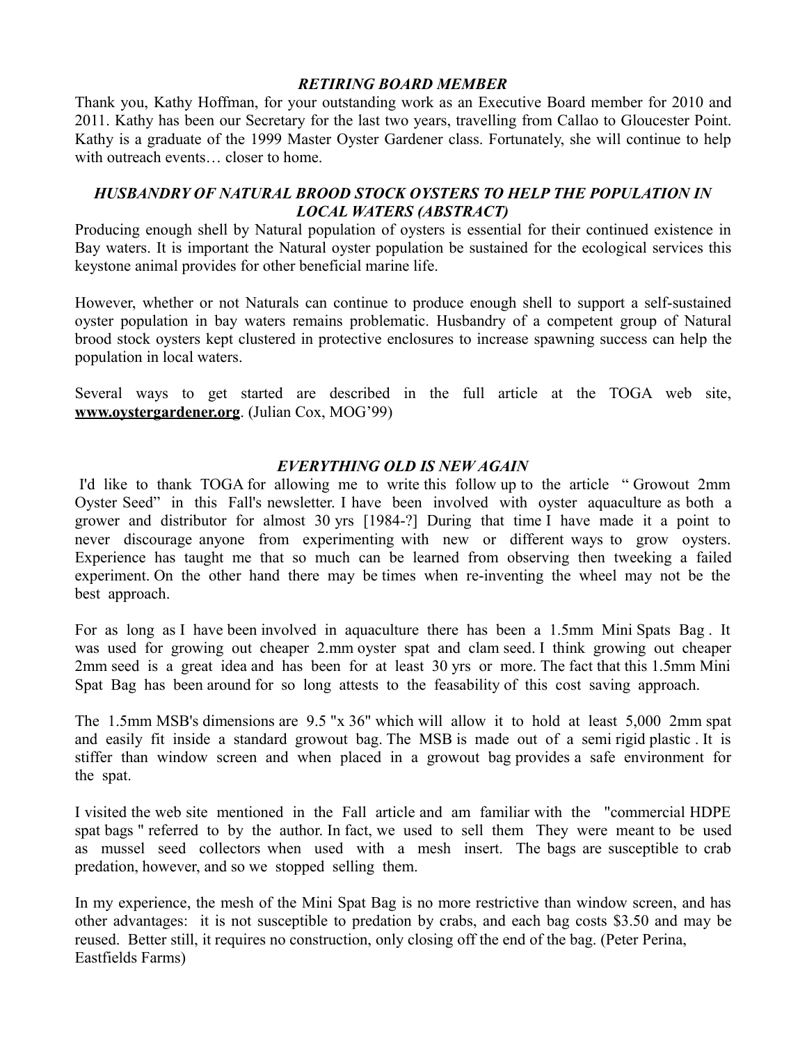### *RETIRING BOARD MEMBER*

Thank you, Kathy Hoffman, for your outstanding work as an Executive Board member for 2010 and 2011. Kathy has been our Secretary for the last two years, travelling from Callao to Gloucester Point. Kathy is a graduate of the 1999 Master Oyster Gardener class. Fortunately, she will continue to help with outreach events… closer to home.

### *HUSBANDRY OF NATURAL BROOD STOCK OYSTERS TO HELP THE POPULATION IN LOCAL WATERS (ABSTRACT)*

Producing enough shell by Natural population of oysters is essential for their continued existence in Bay waters. It is important the Natural oyster population be sustained for the ecological services this keystone animal provides for other beneficial marine life.

However, whether or not Naturals can continue to produce enough shell to support a self-sustained oyster population in bay waters remains problematic. Husbandry of a competent group of Natural brood stock oysters kept clustered in protective enclosures to increase spawning success can help the population in local waters.

Several ways to get started are described in the full article at the TOGA web site, **www.oystergardener.org**. (Julian Cox, MOG'99)

### *EVERYTHING OLD IS NEW AGAIN*

I'd like to thank TOGA for allowing me to write this follow up to the article " Growout 2mm Oyster Seed" in this Fall's newsletter. I have been involved with oyster aquaculture as both a grower and distributor for almost 30 yrs [1984-?] During that time I have made it a point to never discourage anyone from experimenting with new or different ways to grow oysters. Experience has taught me that so much can be learned from observing then tweeking a failed experiment. On the other hand there may be times when re-inventing the wheel may not be the best approach.

For as long as I have been involved in aquaculture there has been a 1.5mm Mini Spats Bag . It was used for growing out cheaper 2.mm oyster spat and clam seed. I think growing out cheaper 2mm seed is a great idea and has been for at least 30 yrs or more. The fact that this 1.5mm Mini Spat Bag has been around for so long attests to the feasability of this cost saving approach.

The 1.5mm MSB's dimensions are 9.5 "x 36" which will allow it to hold at least 5,000 2mm spat and easily fit inside a standard growout bag. The MSB is made out of a semi rigid plastic . It is stiffer than window screen and when placed in a growout bag provides a safe environment for the spat.

I visited the web site mentioned in the Fall article and am familiar with the "commercial HDPE spat bags " referred to by the author. In fact, we used to sell them They were meant to be used as mussel seed collectors when used with a mesh insert. The bags are susceptible to crab predation, however, and so we stopped selling them.

In my experience, the mesh of the Mini Spat Bag is no more restrictive than window screen, and has other advantages: it is not susceptible to predation by crabs, and each bag costs $3.50 and may be reused. Better still, it requires no construction, only closing off the end of the bag. (Peter Perina, Eastfields Farms)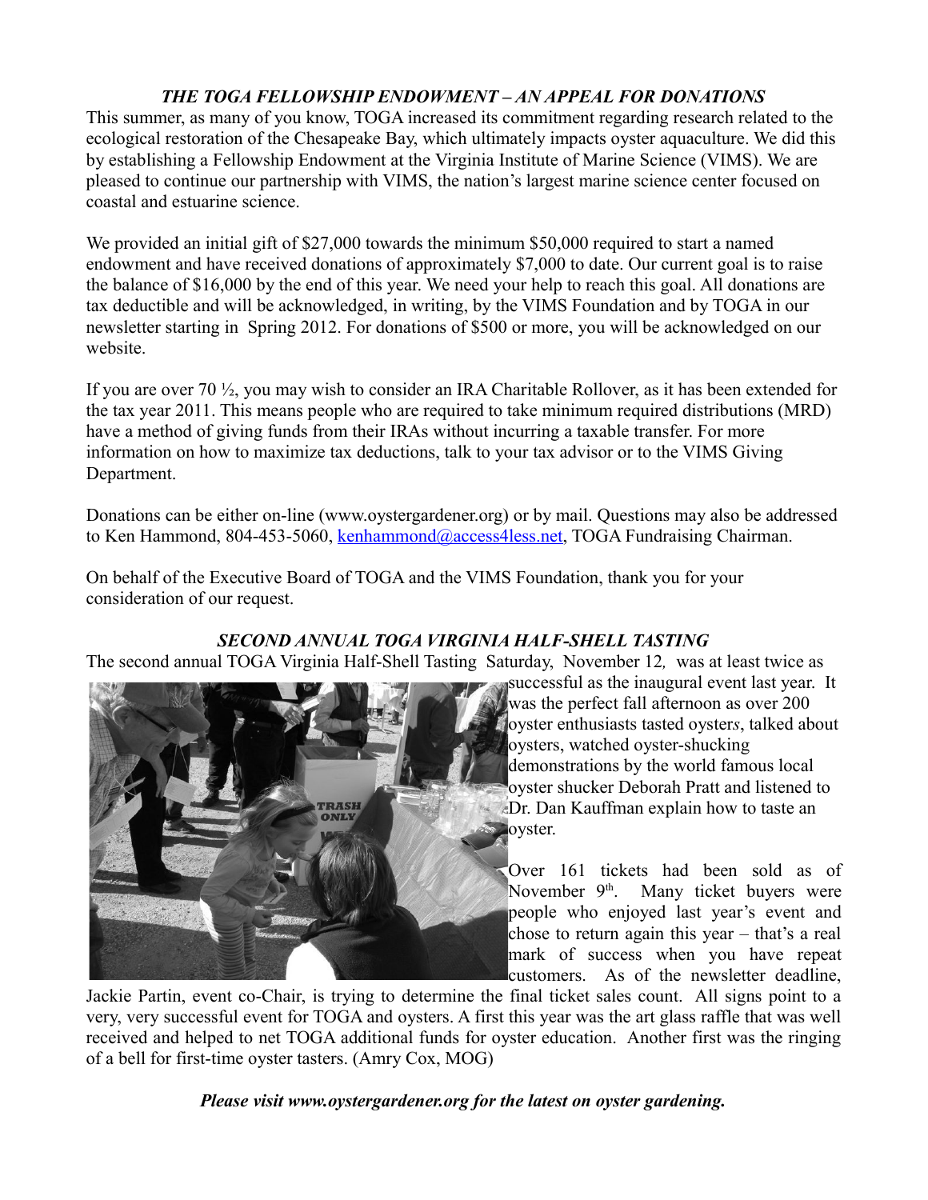### *THE TOGA FELLOWSHIP ENDOWMENT – AN APPEAL FOR DONATIONS*

This summer, as many of you know, TOGA increased its commitment regarding research related to the ecological restoration of the Chesapeake Bay, which ultimately impacts oyster aquaculture. We did this by establishing a Fellowship Endowment at the Virginia Institute of Marine Science (VIMS). We are pleased to continue our partnership with VIMS, the nation's largest marine science center focused on coastal and estuarine science.

We provided an initial gift of $27,000 towards the minimum $50,000 required to start a named endowment and have received donations of approximately $7,000 to date. Our current goal is to raise the balance of $16,000 by the end of this year. We need your help to reach this goal. All donations are tax deductible and will be acknowledged, in writing, by the VIMS Foundation and by TOGA in our newsletter starting in Spring 2012. For donations of $500 or more, you will be acknowledged on our website.

If you are over 70 ½, you may wish to consider an IRA Charitable Rollover, as it has been extended for the tax year 2011. This means people who are required to take minimum required distributions (MRD) have a method of giving funds from their IRAs without incurring a taxable transfer. For more information on how to maximize tax deductions, talk to your tax advisor or to the VIMS Giving Department.

Donations can be either on-line (www.oystergardener.org) or by mail. Questions may also be addressed to Ken Hammond, 804-453-5060, kenhammond@access4less.net, TOGA Fundraising Chairman.

On behalf of the Executive Board of TOGA and the VIMS Foundation, thank you for your consideration of our request.

### *SECOND ANNUAL TOGA VIRGINIA HALF-SHELL TASTING*

The second annual TOGA Virginia Half-Shell Tasting Saturday, November 12, was at least twice as successful as the inaugural event last year. It was the perfect fall afternoon as over 200 oyster enthusiasts tasted oysters, talked about oysters, watched oyster-shucking demonstrations by the world famous local oyster shucker Deborah Pratt and listened to Dr. Dan Kauffman explain how to taste an oyster.

Over 161 tickets had been sold as of November 9th. Many ticket buyers were people who enjoyed last year's event and chose to return again this year – that's a real mark of success when you have repeat customers. As of the newsletter deadline, Jackie Partin, event co-Chair, is trying to determine the final ticket sales count. All signs point to a very, very successful event for TOGA and oysters. A first this year was the art glass raffle that was well received and helped to net TOGA additional funds for oyster education. Another first was the ringing of a bell for first-time oyster tasters. (Amry Cox, MOG)

***Please visit www.oystergardener.org for the latest on oyster gardening.***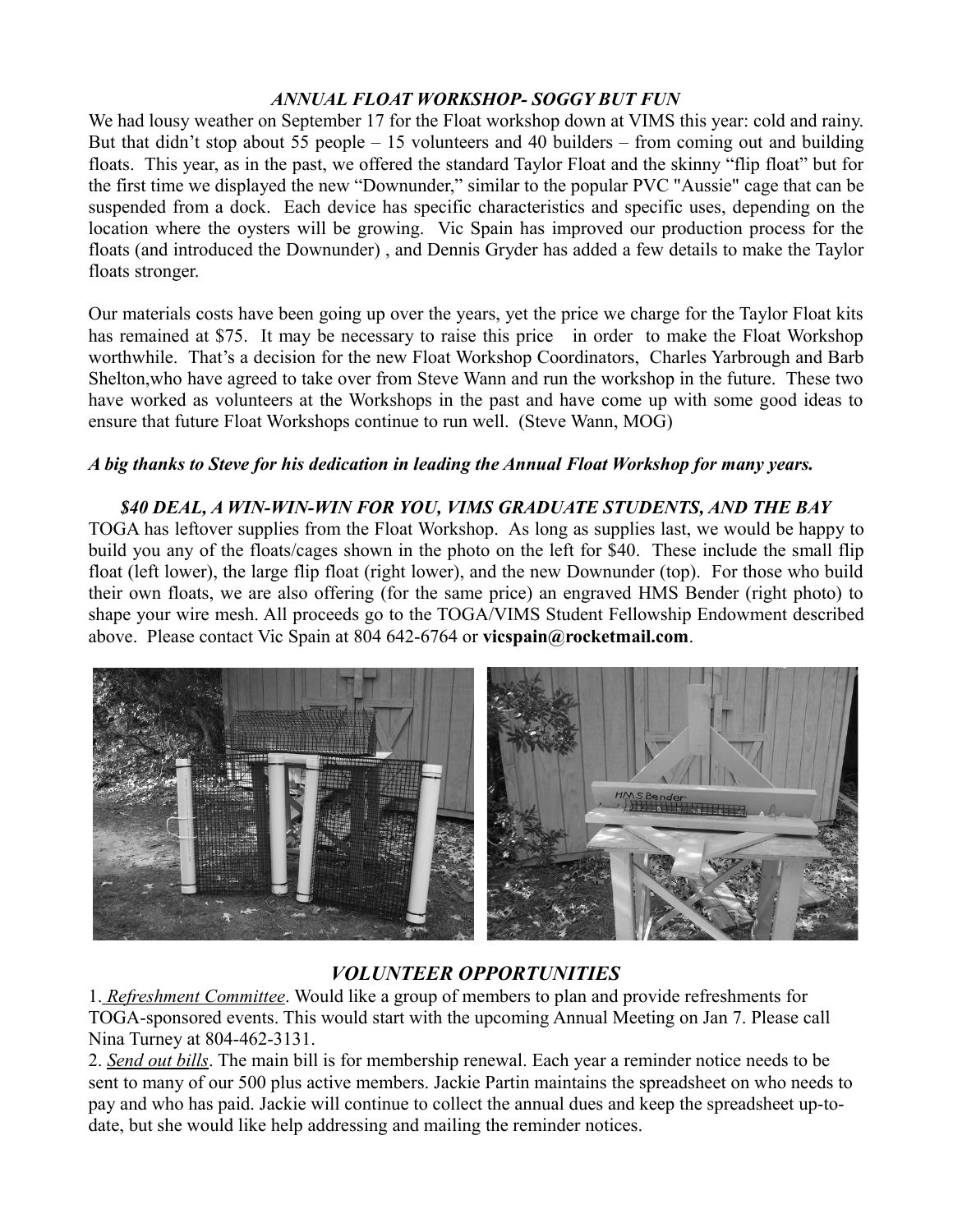### *ANNUAL FLOAT WORKSHOP- SOGGY BUT FUN*

We had lousy weather on September 17 for the Float workshop down at VIMS this year: cold and rainy. But that didn't stop about 55 people – 15 volunteers and 40 builders – from coming out and building floats. This year, as in the past, we offered the standard Taylor Float and the skinny "flip float" but for the first time we displayed the new "Downunder," similar to the popular PVC "Aussie" cage that can be suspended from a dock. Each device has specific characteristics and specific uses, depending on the location where the oysters will be growing. Vic Spain has improved our production process for the floats (and introduced the Downunder) , and Dennis Gryder has added a few details to make the Taylor floats stronger.

Our materials costs have been going up over the years, yet the price we charge for the Taylor Float kits has remained at $75. It may be necessary to raise this price in order to make the Float Workshop worthwhile. That's a decision for the new Float Workshop Coordinators, Charles Yarbrough and Barb Shelton,who have agreed to take over from Steve Wann and run the workshop in the future. These two have worked as volunteers at the Workshops in the past and have come up with some good ideas to ensure that future Float Workshops continue to run well. (Steve Wann, MOG)

***A big thanks to Steve for his dedication in leading the Annual Float Workshop for many years.***

### *$40 DEAL, A WIN-WIN-WIN FOR YOU, VIMS GRADUATE STUDENTS, AND THE BAY*

TOGA has leftover supplies from the Float Workshop. As long as supplies last, we would be happy to build you any of the floats/cages shown in the photo on the left for $40. These include the small flip float (left lower), the large flip float (right lower), and the new Downunder (top). For those who build their own floats, we are also offering (for the same price) an engraved HMS Bender (right photo) to shape your wire mesh. All proceeds go to the TOGA/VIMS Student Fellowship Endowment described above. Please contact Vic Spain at 804 642-6764 or **vicspain@rocketmail.com**.

## *VOLUNTEER OPPORTUNITIES*

1. *Refreshment Committee*. Would like a group of members to plan and provide refreshments for TOGA-sponsored events. This would start with the upcoming Annual Meeting on Jan 7. Please call Nina Turney at 804-462-3131.

2. *Send out bills*. The main bill is for membership renewal. Each year a reminder notice needs to be sent to many of our 500 plus active members. Jackie Partin maintains the spreadsheet on who needs to pay and who has paid. Jackie will continue to collect the annual dues and keep the spreadsheet up-to-date, but she would like help addressing and mailing the reminder notices.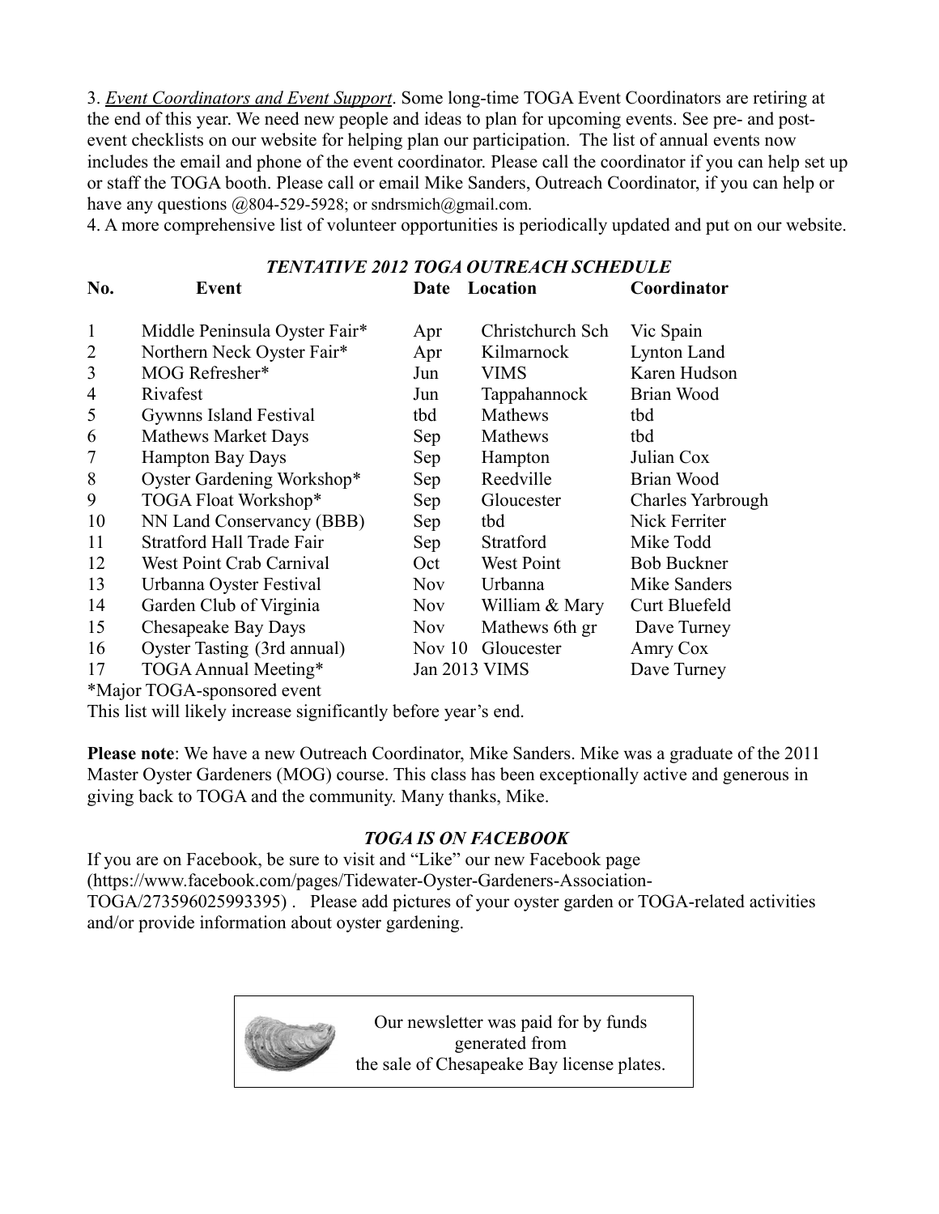3. ***Event Coordinators and Event Support***. Some long-time TOGA Event Coordinators are retiring at the end of this year. We need new people and ideas to plan for upcoming events. See pre- and post-event checklists on our website for helping plan our participation. The list of annual events now includes the email and phone of the event coordinator. Please call the coordinator if you can help set up or staff the TOGA booth. Please call or email Mike Sanders, Outreach Coordinator, if you can help or have any questions @804-529-5928; or sndrsmich@gmail.com.

4. A more comprehensive list of volunteer opportunities is periodically updated and put on our website.

### *TENTATIVE 2012 TOGA OUTREACH SCHEDULE*

| No. | Event | Date | Location | Coordinator |
|---|---|---|---|---|
| 1 | Middle Peninsula Oyster Fair* | Apr | Christchurch Sch | Vic Spain |
| 2 | Northern Neck Oyster Fair* | Apr | Kilmarnock | Lynton Land |
| 3 | MOG Refresher* | Jun | VIMS | Karen Hudson |
| 4 | Rivafest | Jun | Tappahannock | Brian Wood |
| 5 | Gywnns Island Festival | tbd | Mathews | tbd |
| 6 | Mathews Market Days | Sep | Mathews | tbd |
| 7 | Hampton Bay Days | Sep | Hampton | Julian Cox |
| 8 | Oyster Gardening Workshop* | Sep | Reedville | Brian Wood |
| 9 | TOGA Float Workshop* | Sep | Gloucester | Charles Yarbrough |
| 10 | NN Land Conservancy (BBB) | Sep | tbd | Nick Ferriter |
| 11 | Stratford Hall Trade Fair | Sep | Stratford | Mike Todd |
| 12 | West Point Crab Carnival | Oct | West Point | Bob Buckner |
| 13 | Urbanna Oyster Festival | Nov | Urbanna | Mike Sanders |
| 14 | Garden Club of Virginia | Nov | William & Mary | Curt Bluefeld |
| 15 | Chesapeake Bay Days | Nov | Mathews 6th gr | Dave Turney |
| 16 | Oyster Tasting (3rd annual) | Nov 10 | Gloucester | Amry Cox |
| 17 | TOGA Annual Meeting* | Jan 2013 | VIMS | Dave Turney |

*Major TOGA-sponsored event

This list will likely increase significantly before year's end.

**Please note**: We have a new Outreach Coordinator, Mike Sanders. Mike was a graduate of the 2011 Master Oyster Gardeners (MOG) course. This class has been exceptionally active and generous in giving back to TOGA and the community. Many thanks, Mike.

### *TOGA IS ON FACEBOOK*

If you are on Facebook, be sure to visit and "Like" our new Facebook page (https://www.facebook.com/pages/Tidewater-Oyster-Gardeners-Association-TOGA/273596025993395) . Please add pictures of your oyster garden or TOGA-related activities and/or provide information about oyster gardening.

Our newsletter was paid for by funds generated from the sale of Chesapeake Bay license plates.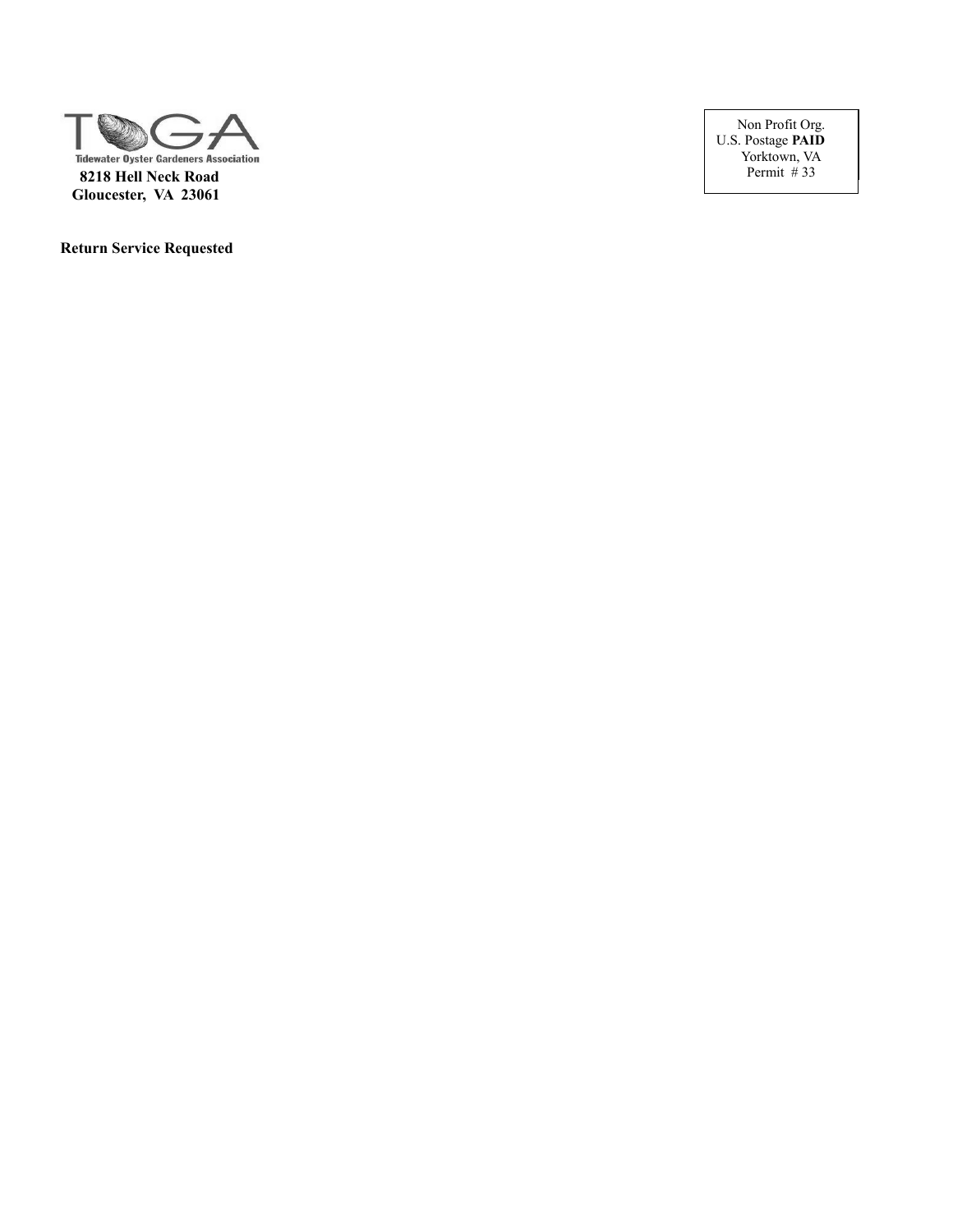TOGA

Tidewater Oyster Gardeners Association

**8218 Hell Neck Road**
**Gloucester, VA 23061**

**Return Service Requested**

Non Profit Org.
U.S. Postage **PAID**
Yorktown, VA
Permit # 33